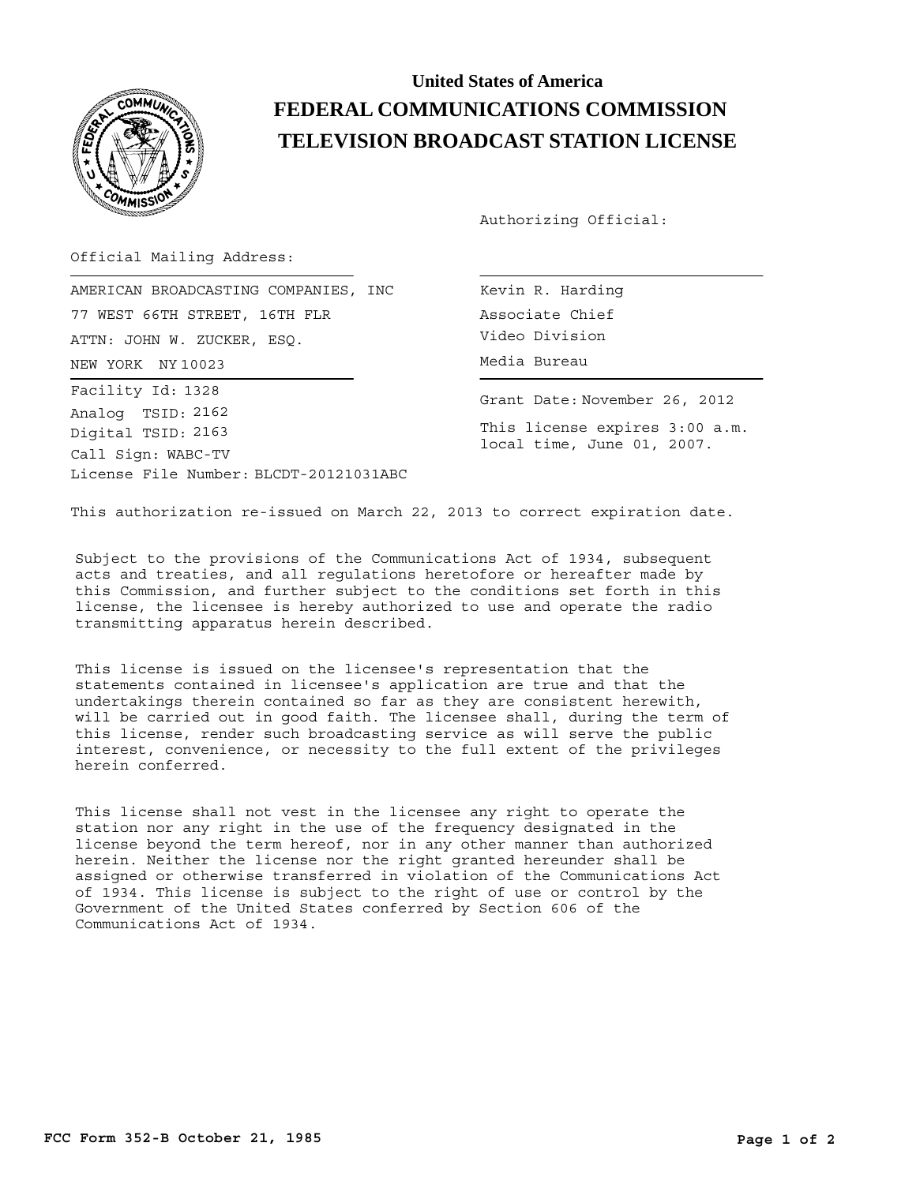# United States of America
# FEDERAL COMMUNICATIONS COMMISSION
# TELEVISION BROADCAST STATION LICENSE

Authorizing Official:

Official Mailing Address:

AMERICAN BROADCASTING COMPANIES, INC
77 WEST 66TH STREET, 16TH FLR
ATTN: JOHN W. ZUCKER, ESQ.
NEW YORK NY 10023

Kevin R. Harding
Associate Chief
Video Division
Media Bureau

Facility Id: 1328
Analog TSID: 2162
Digital TSID: 2163
Call Sign: WABC-TV
License File Number: BLCDT-20121031ABC

Grant Date: November 26, 2012

This license expires 3:00 a.m. local time, June 01, 2007.

This authorization re-issued on March 22, 2013 to correct expiration date.

Subject to the provisions of the Communications Act of 1934, subsequent acts and treaties, and all regulations heretofore or hereafter made by this Commission, and further subject to the conditions set forth in this license, the licensee is hereby authorized to use and operate the radio transmitting apparatus herein described.

This license is issued on the licensee's representation that the statements contained in licensee's application are true and that the undertakings therein contained so far as they are consistent herewith, will be carried out in good faith. The licensee shall, during the term of this license, render such broadcasting service as will serve the public interest, convenience, or necessity to the full extent of the privileges herein conferred.

This license shall not vest in the licensee any right to operate the station nor any right in the use of the frequency designated in the license beyond the term hereof, nor in any other manner than authorized herein. Neither the license nor the right granted hereunder shall be assigned or otherwise transferred in violation of the Communications Act of 1934. This license is subject to the right of use or control by the Government of the United States conferred by Section 606 of the Communications Act of 1934.

FCC Form 352-B October 21, 1985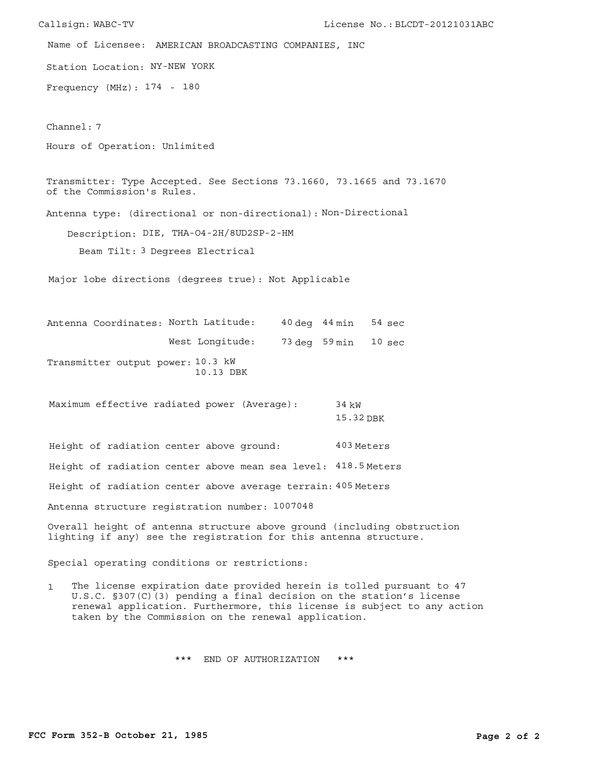Callsign: WABC-TV

License No.: BLCDT-20121031ABC

Name of Licensee: AMERICAN BROADCASTING COMPANIES, INC

Station Location: NY-NEW YORK

Frequency (MHz): 174 - 180

Channel: 7

Hours of Operation: Unlimited

Transmitter: Type Accepted. See Sections 73.1660, 73.1665 and 73.1670 of the Commission's Rules.

Antenna type: (directional or non-directional): Non-Directional

Description: DIE, THA-O4-2H/8UD2SP-2-HM

Beam Tilt: 3 Degrees Electrical

Major lobe directions (degrees true): Not Applicable

Antenna Coordinates: North Latitude: 40 deg 44 min 54 sec

West Longitude: 73 deg 59 min 10 sec

Transmitter output power: 10.3 kW
10.13 DBK

Maximum effective radiated power (Average): 34 kW
15.32 DBK

Height of radiation center above ground: 403 Meters

Height of radiation center above mean sea level: 418.5 Meters

Height of radiation center above average terrain: 405 Meters

Antenna structure registration number: 1007048

Overall height of antenna structure above ground (including obstruction lighting if any) see the registration for this antenna structure.

Special operating conditions or restrictions:

1. The license expiration date provided herein is tolled pursuant to 47 U.S.C. §307(C)(3) pending a final decision on the station's license renewal application. Furthermore, this license is subject to any action taken by the Commission on the renewal application.

*** END OF AUTHORIZATION ***

**FCC Form 352-B October 21, 1985**